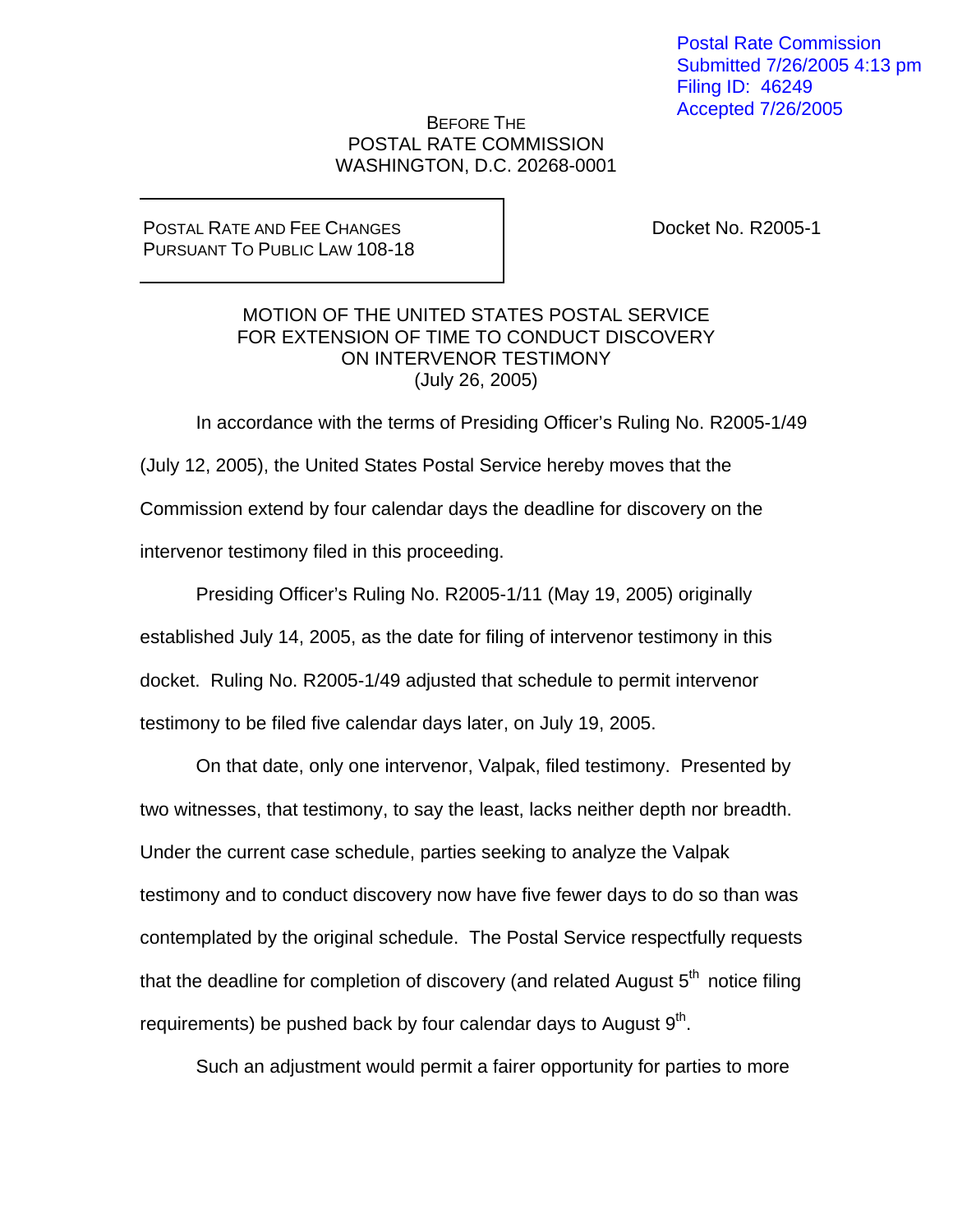Postal Rate Commission
Submitted 7/26/2005 4:13 pm
Filing ID: 46249
Accepted 7/26/2005

BEFORE THE
POSTAL RATE COMMISSION
WASHINGTON, D.C. 20268-0001

| POSTAL RATE AND FEE CHANGES PURSUANT TO PUBLIC LAW 108-18 | Docket No. R2005-1 |
| --- | --- |

MOTION OF THE UNITED STATES POSTAL SERVICE
FOR EXTENSION OF TIME TO CONDUCT DISCOVERY
ON INTERVENOR TESTIMONY
(July 26, 2005)

In accordance with the terms of Presiding Officer's Ruling No. R2005-1/49 (July 12, 2005), the United States Postal Service hereby moves that the Commission extend by four calendar days the deadline for discovery on the intervenor testimony filed in this proceeding.

Presiding Officer's Ruling No. R2005-1/11 (May 19, 2005) originally established July 14, 2005, as the date for filing of intervenor testimony in this docket. Ruling No. R2005-1/49 adjusted that schedule to permit intervenor testimony to be filed five calendar days later, on July 19, 2005.

On that date, only one intervenor, Valpak, filed testimony. Presented by two witnesses, that testimony, to say the least, lacks neither depth nor breadth. Under the current case schedule, parties seeking to analyze the Valpak testimony and to conduct discovery now have five fewer days to do so than was contemplated by the original schedule. The Postal Service respectfully requests that the deadline for completion of discovery (and related August 5th notice filing requirements) be pushed back by four calendar days to August 9th.

Such an adjustment would permit a fairer opportunity for parties to more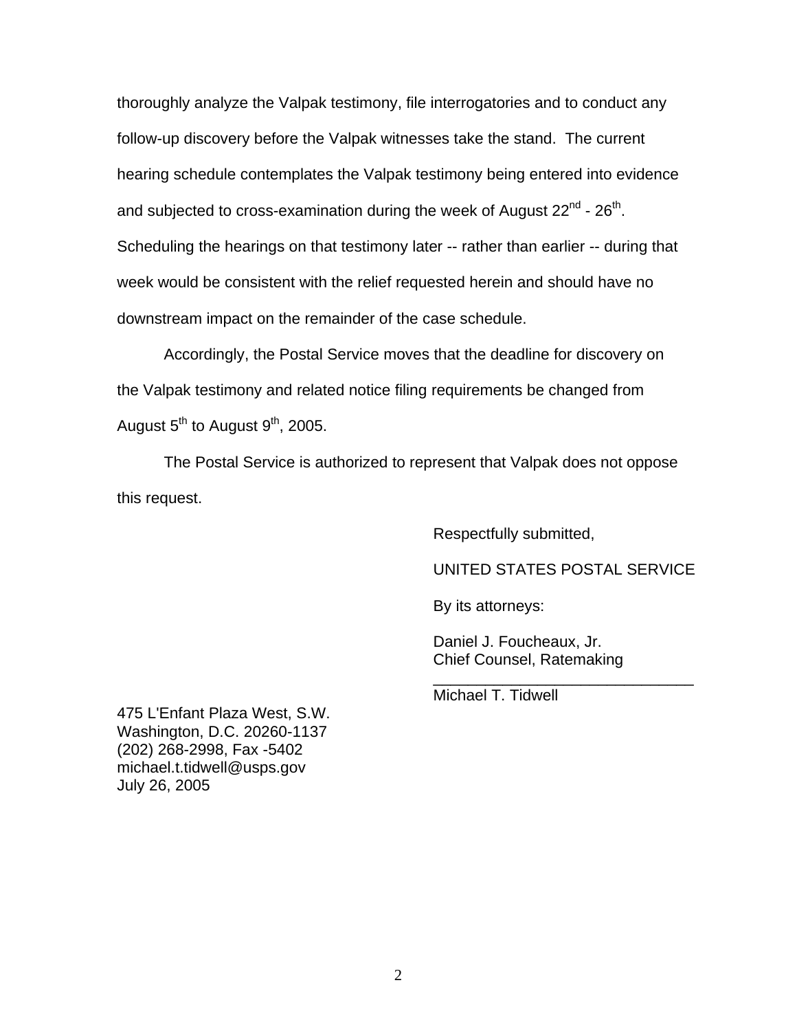thoroughly analyze the Valpak testimony, file interrogatories and to conduct any follow-up discovery before the Valpak witnesses take the stand. The current hearing schedule contemplates the Valpak testimony being entered into evidence and subjected to cross-examination during the week of August 22nd - 26th. Scheduling the hearings on that testimony later -- rather than earlier -- during that week would be consistent with the relief requested herein and should have no downstream impact on the remainder of the case schedule.

Accordingly, the Postal Service moves that the deadline for discovery on the Valpak testimony and related notice filing requirements be changed from August 5th to August 9th, 2005.

The Postal Service is authorized to represent that Valpak does not oppose this request.

Respectfully submitted,

UNITED STATES POSTAL SERVICE

By its attorneys:

Daniel J. Foucheaux, Jr.
Chief Counsel, Ratemaking

_______________________________
Michael T. Tidwell

475 L'Enfant Plaza West, S.W.
Washington, D.C. 20260-1137
(202) 268-2998, Fax -5402
michael.t.tidwell@usps.gov
July 26, 2005